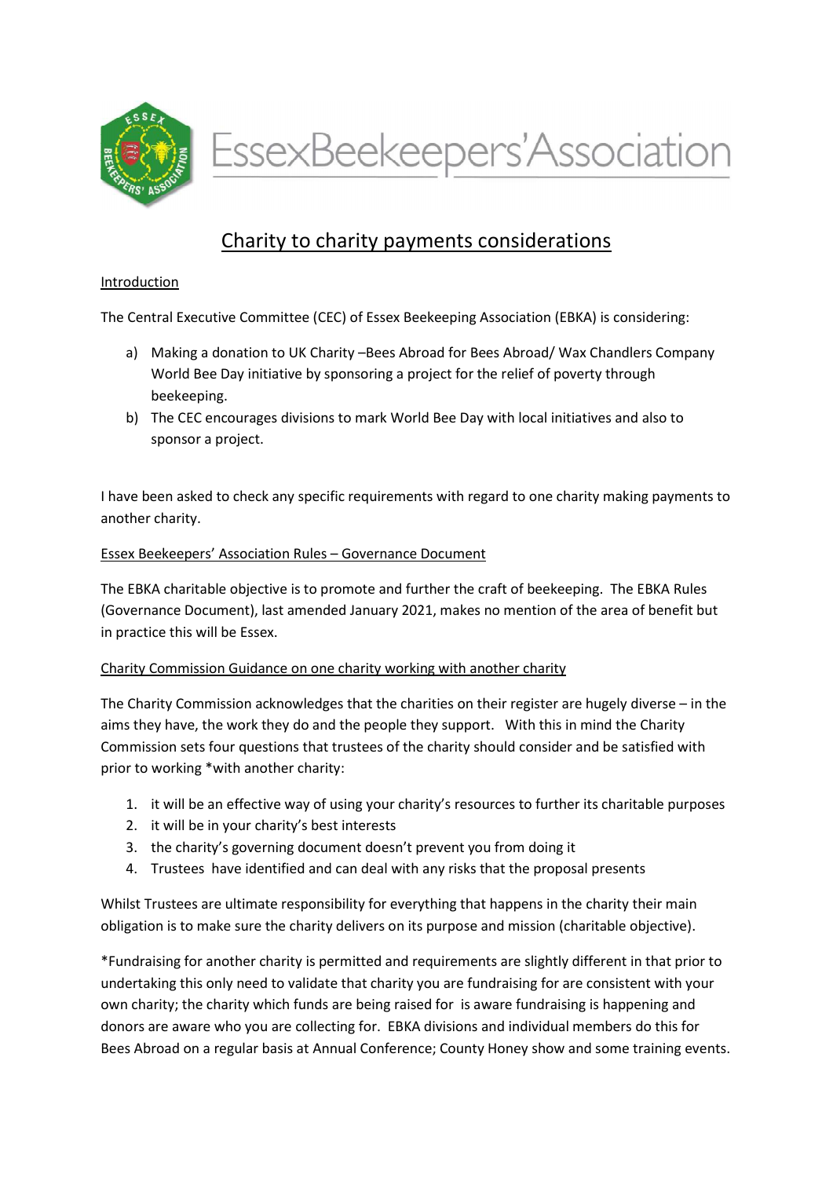# EssexBeekeepers'Association

## Charity to charity payments considerations

### Introduction

The Central Executive Committee (CEC) of Essex Beekeeping Association (EBKA) is considering:

a) Making a donation to UK Charity –Bees Abroad for Bees Abroad/ Wax Chandlers Company World Bee Day initiative by sponsoring a project for the relief of poverty through beekeeping.

b) The CEC encourages divisions to mark World Bee Day with local initiatives and also to sponsor a project.

I have been asked to check any specific requirements with regard to one charity making payments to another charity.

### Essex Beekeepers' Association Rules – Governance Document

The EBKA charitable objective is to promote and further the craft of beekeeping. The EBKA Rules (Governance Document), last amended January 2021, makes no mention of the area of benefit but in practice this will be Essex.

### Charity Commission Guidance on one charity working with another charity

The Charity Commission acknowledges that the charities on their register are hugely diverse – in the aims they have, the work they do and the people they support. With this in mind the Charity Commission sets four questions that trustees of the charity should consider and be satisfied with prior to working *with another charity:

1. it will be an effective way of using your charity's resources to further its charitable purposes
2. it will be in your charity's best interests
3. the charity's governing document doesn't prevent you from doing it
4. Trustees have identified and can deal with any risks that the proposal presents

Whilst Trustees are ultimate responsibility for everything that happens in the charity their main obligation is to make sure the charity delivers on its purpose and mission (charitable objective).

*Fundraising for another charity is permitted and requirements are slightly different in that prior to undertaking this only need to validate that charity you are fundraising for are consistent with your own charity; the charity which funds are being raised for is aware fundraising is happening and donors are aware who you are collecting for. EBKA divisions and individual members do this for Bees Abroad on a regular basis at Annual Conference; County Honey show and some training events.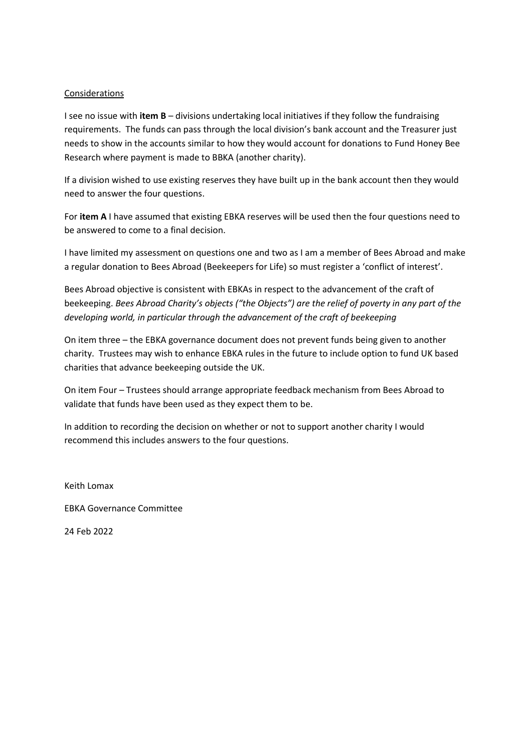Considerations

I see no issue with **item B** – divisions undertaking local initiatives if they follow the fundraising requirements. The funds can pass through the local division's bank account and the Treasurer just needs to show in the accounts similar to how they would account for donations to Fund Honey Bee Research where payment is made to BBKA (another charity).

If a division wished to use existing reserves they have built up in the bank account then they would need to answer the four questions.

For **item A** I have assumed that existing EBKA reserves will be used then the four questions need to be answered to come to a final decision.

I have limited my assessment on questions one and two as I am a member of Bees Abroad and make a regular donation to Bees Abroad (Beekeepers for Life) so must register a 'conflict of interest'.

Bees Abroad objective is consistent with EBKAs in respect to the advancement of the craft of beekeeping. *Bees Abroad Charity's objects ("the Objects") are the relief of poverty in any part of the developing world, in particular through the advancement of the craft of beekeeping*

On item three – the EBKA governance document does not prevent funds being given to another charity. Trustees may wish to enhance EBKA rules in the future to include option to fund UK based charities that advance beekeeping outside the UK.

On item Four – Trustees should arrange appropriate feedback mechanism from Bees Abroad to validate that funds have been used as they expect them to be.

In addition to recording the decision on whether or not to support another charity I would recommend this includes answers to the four questions.

Keith Lomax

EBKA Governance Committee

24 Feb 2022